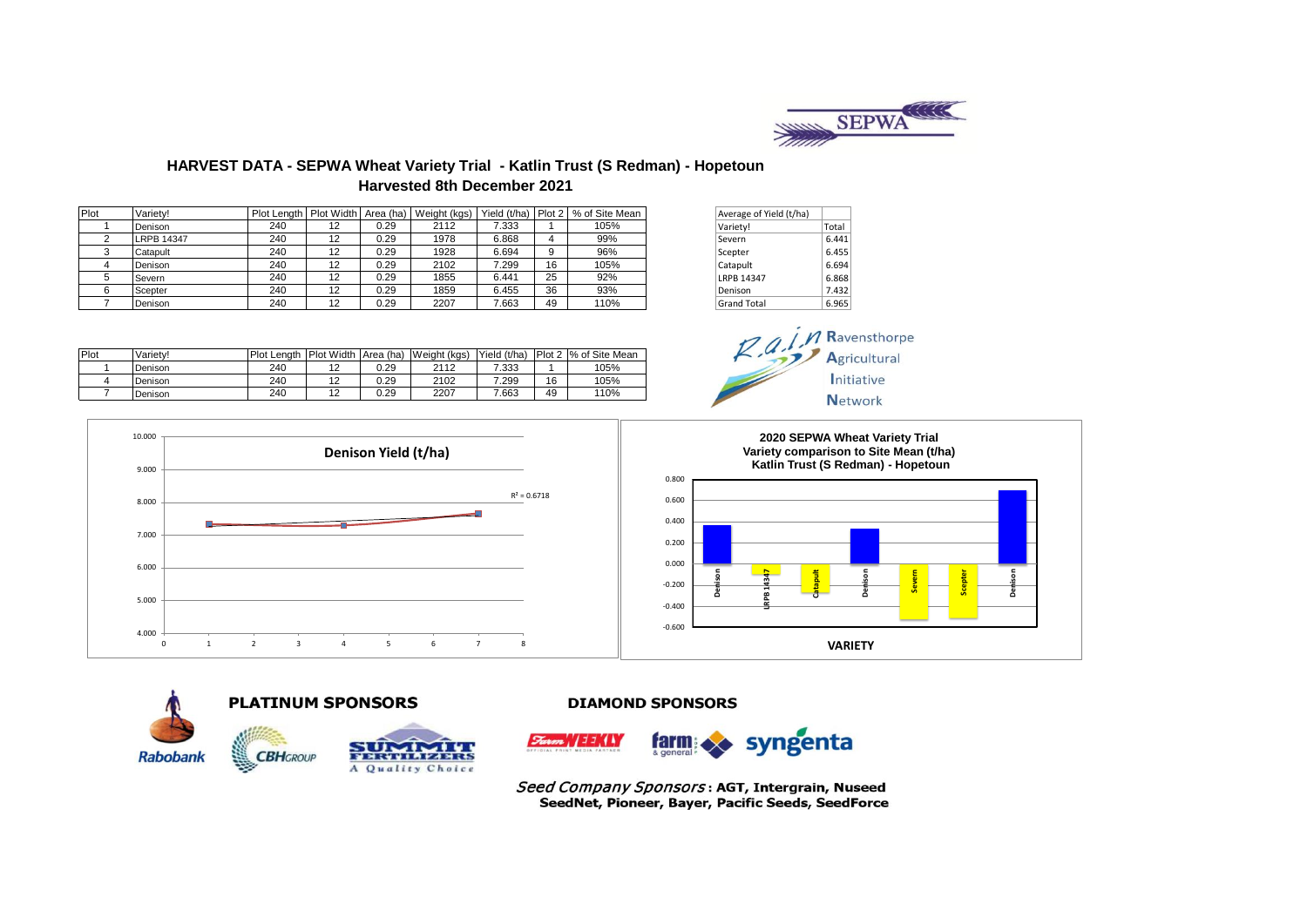# HARVEST DATA - SEPWA Wheat Variety Trial - Katlin Trust (S Redman) - Hopetoun

## Harvested 8th December 2021

| Plot | Variety! | Plot Length | Plot Width | Area (ha) | Weight (kgs) | Yield (t/ha) | Plot 2 | % of Site Mean |
|---|---|---|---|---|---|---|---|---|
| 1 | Denison | 240 | 12 | 0.29 | 2112 | 7.333 | 1 | 105% |
| 2 | LRPB 14347 | 240 | 12 | 0.29 | 1978 | 6.868 | 4 | 99% |
| 3 | Catapult | 240 | 12 | 0.29 | 1928 | 6.694 | 9 | 96% |
| 4 | Denison | 240 | 12 | 0.29 | 2102 | 7.299 | 16 | 105% |
| 5 | Severn | 240 | 12 | 0.29 | 1855 | 6.441 | 25 | 92% |
| 6 | Scepter | 240 | 12 | 0.29 | 1859 | 6.455 | 36 | 93% |
| 7 | Denison | 240 | 12 | 0.29 | 2207 | 7.663 | 49 | 110% |

| Average of Yield (t/ha) | |
|---|---|
| Variety! | Total |
| Severn | 6.441 |
| Scepter | 6.455 |
| Catapult | 6.694 |
| LRPB 14347 | 6.868 |
| Denison | 7.432 |
| Grand Total | 6.965 |

| Plot | Variety! | Plot Length | Plot Width | Area (ha) | Weight (kgs) | Yield (t/ha) | Plot 2 | % of Site Mean |
|---|---|---|---|---|---|---|---|---|
| 1 | Denison | 240 | 12 | 0.29 | 2112 | 7.333 | 1 | 105% |
| 4 | Denison | 240 | 12 | 0.29 | 2102 | 7.299 | 16 | 105% |
| 7 | Denison | 240 | 12 | 0.29 | 2207 | 7.663 | 49 | 110% |

Denison Yield (t/ha)

$R^2 = 0.6718$

2020 SEPWA Wheat Variety Trial
Variety comparison to Site Mean (t/ha)
Katlin Trust (S Redman) - Hopetoun

VARIETY

PLATINUM SPONSORS

DIAMOND SPONSORS

*Seed Company Sponsors*: **AGT, Intergrain, Nuseed SeedNet, Pioneer, Bayer, Pacific Seeds, SeedForce**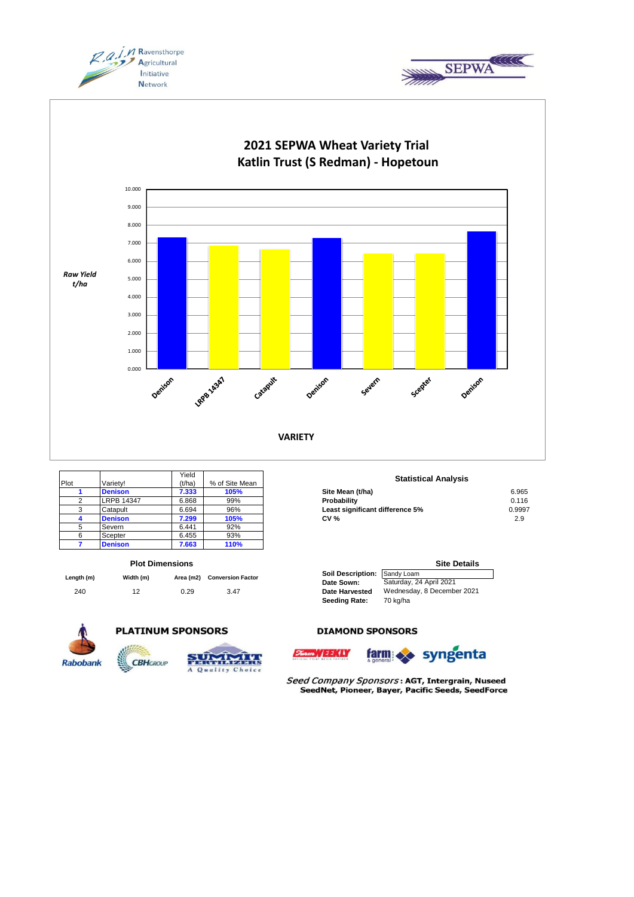# 2021 SEPWA Wheat Variety Trial
## Katlin Trust (S Redman) - Hopetoun

| Plot | Variety! | Yield (t/ha) | % of Site Mean |
|---|---|---|---|
| **1** | **Denison** | **7.333** | **105%** |
| 2 | LRPB 14347 | 6.868 | 99% |
| 3 | Catapult | 6.694 | 96% |
| **4** | **Denison** | **7.299** | **105%** |
| 5 | Severn | 6.441 | 92% |
| 6 | Scepter | 6.455 | 93% |
| **7** | **Denison** | **7.663** | **110%** |

### Statistical Analysis

| | |
|---|---|
| **Site Mean (t/ha)** | 6.965 |
| **Probability** | 0.116 |
| **Least significant difference 5%** | 0.9997 |
| **CV %** | 2.9 |

### Plot Dimensions

| Length (m) | Width (m) | Area (m2) | Conversion Factor |
|---|---|---|---|
| 240 | 12 | 0.29 | 3.47 |

### Site Details

| | |
|---|---|
| **Soil Description:** | Sandy Loam |
| **Date Sown:** | Saturday, 24 April 2021 |
| **Date Harvested** | Wednesday, 8 December 2021 |
| **Seeding Rate:** | 70 kg/ha |

**PLATINUM SPONSORS**

**DIAMOND SPONSORS**

*Seed Company Sponsors* **: AGT, Intergrain, Nuseed SeedNet, Pioneer, Bayer, Pacific Seeds, SeedForce**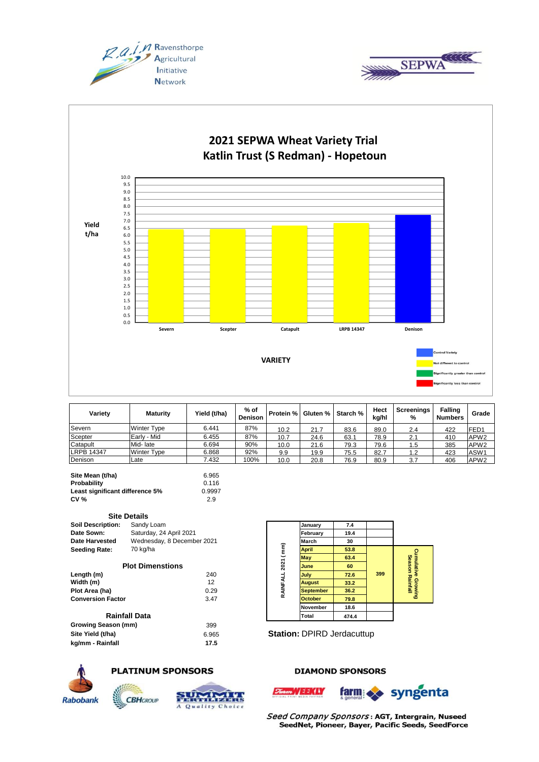Ravensthorpe Agricultural Initiative Network

SEPWA

# 2021 SEPWA Wheat Variety Trial
## Katlin Trust (S Redman) - Hopetoun

Yield t/ha

10.0
9.5
9.0
8.5
8.0
7.5
7.0
6.5
6.0
5.5
5.0
4.5
4.0
3.5
3.0
2.5
2.0
1.5
1.0
0.5
0.0

Severn
Scepter
Catapult
LRPB 14347
Denison

VARIETY

Control Variety
Not different to control
Significantly greater than control
Significantly less than control

| Variety | Maturity | Yield (t/ha) | % of Denison | Protein % | Gluten % | Starch % | Hect kg/hl | Screenings % | Falling Numbers | Grade |
|---|---|---|---|---|---|---|---|---|---|---|
| Severn | Winter Type | 6.441 | 87% | 10.2 | 21.7 | 83.6 | 89.0 | 2.4 | 422 | FED1 |
| Scepter | Early - Mid | 6.455 | 87% | 10.7 | 24.6 | 63.1 | 78.9 | 2.1 | 410 | APW2 |
| Catapult | Mid- late | 6.694 | 90% | 10.0 | 21.6 | 79.3 | 79.6 | 1.5 | 385 | APW2 |
| LRPB 14347 | Winter Type | 6.868 | 92% | 9.9 | 19.9 | 75.5 | 82.7 | 1.2 | 423 | ASW1 |
| Denison | Late | 7.432 | 100% | 10.0 | 20.8 | 76.9 | 80.9 | 3.7 | 406 | APW2 |

| | |
|---|---|
| **Site Mean (t/ha)** | 6.965 |
| **Probability** | 0.116 |
| **Least significant difference 5%** | 0.9997 |
| **CV %** | 2.9 |

### Site Details

| | |
|---|---|
| **Soil Description:** | Sandy Loam |
| **Date Sown:** | Saturday, 24 April 2021 |
| **Date Harvested** | Wednesday, 8 December 2021 |
| **Seeding Rate:** | 70 kg/ha |

### Plot Dimenstions

| | |
|---|---|
| **Length (m)** | 240 |
| **Width (m)** | 12 |
| **Plot Area (ha)** | 0.29 |
| **Conversion Factor** | 3.47 |

### Rainfall Data

| | |
|---|---|
| **Growing Season (mm)** | 399 |
| **Site Yield (t/ha)** | 6.965 |
| **kg/mm - Rainfall** | **17.5** |

| RAINFALL 2021 ( mm) | Month | mm | Cumulative Growing Season Rainfall |
|---|---|---|---|
| | January | 7.4 | |
| | February | 19.4 | |
| | March | 30 | |
| | April | 53.8 | 399 |
| | May | 63.4 | |
| | June | 60 | |
| | July | 72.6 | |
| | August | 33.2 | |
| | September | 36.2 | |
| | October | 79.8 | |
| | November | 18.6 | |
| | Total | 474.4 | |

**Station:** DPIRD Jerdacuttup

**PLATINUM SPONSORS**

Rabobank, CBH Group, Summit Fertilizers

**DIAMOND SPONSORS**

Farm Weekly, farm & general, syngenta

*Seed Company Sponsors*: **AGT, Intergrain, Nuseed SeedNet, Pioneer, Bayer, Pacific Seeds, SeedForce**